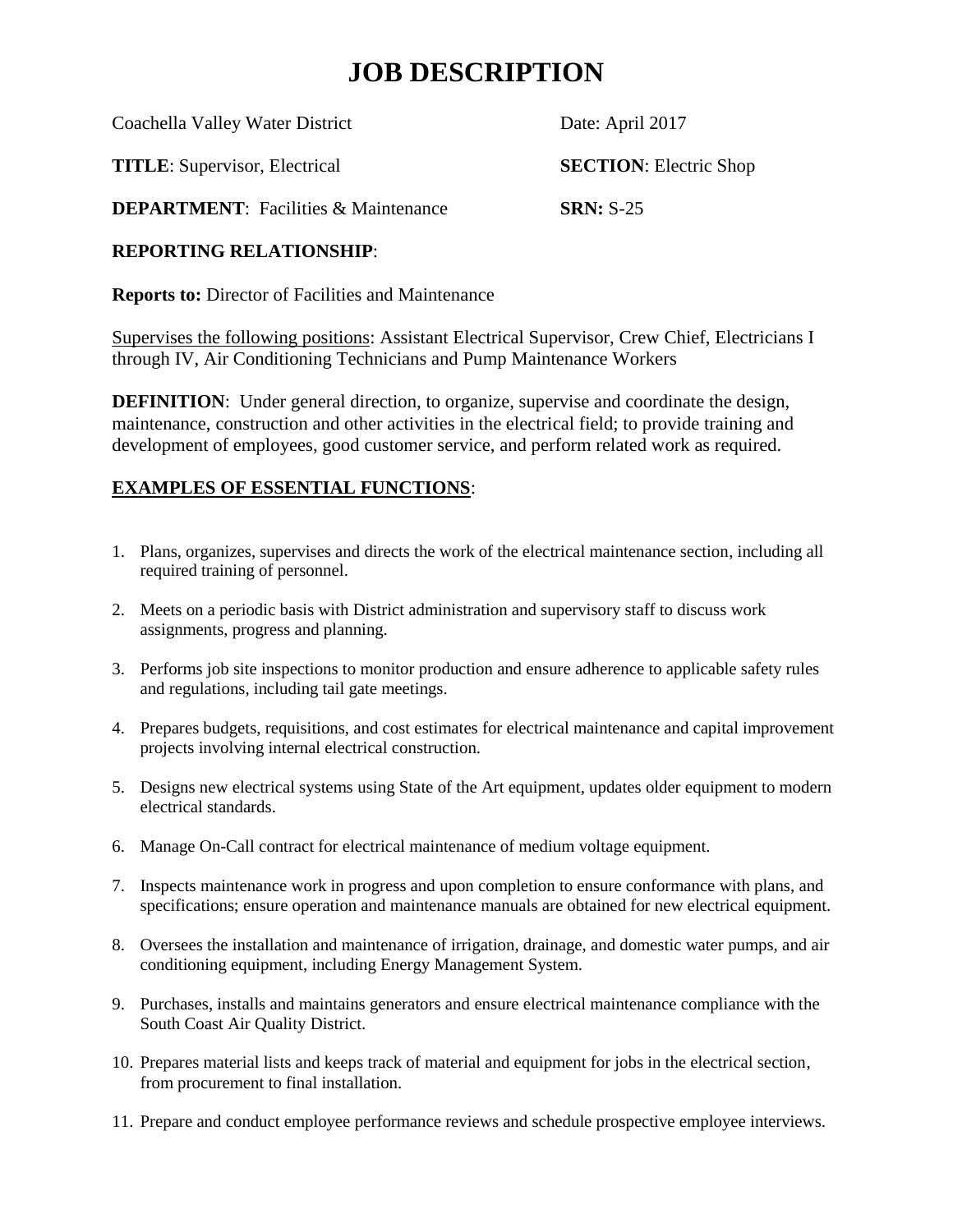# JOB DESCRIPTION

Coachella Valley Water District — Date: April 2017

**TITLE**: Supervisor, Electrical — **SECTION**: Electric Shop

**DEPARTMENT**: Facilities & Maintenance — **SRN:** S-25

**REPORTING RELATIONSHIP**:

**Reports to:** Director of Facilities and Maintenance

Supervises the following positions: Assistant Electrical Supervisor, Crew Chief, Electricians I through IV, Air Conditioning Technicians and Pump Maintenance Workers

**DEFINITION**: Under general direction, to organize, supervise and coordinate the design, maintenance, construction and other activities in the electrical field; to provide training and development of employees, good customer service, and perform related work as required.

## EXAMPLES OF ESSENTIAL FUNCTIONS:

1. Plans, organizes, supervises and directs the work of the electrical maintenance section, including all required training of personnel.
2. Meets on a periodic basis with District administration and supervisory staff to discuss work assignments, progress and planning.
3. Performs job site inspections to monitor production and ensure adherence to applicable safety rules and regulations, including tail gate meetings.
4. Prepares budgets, requisitions, and cost estimates for electrical maintenance and capital improvement projects involving internal electrical construction.
5. Designs new electrical systems using State of the Art equipment, updates older equipment to modern electrical standards.
6. Manage On-Call contract for electrical maintenance of medium voltage equipment.
7. Inspects maintenance work in progress and upon completion to ensure conformance with plans, and specifications; ensure operation and maintenance manuals are obtained for new electrical equipment.
8. Oversees the installation and maintenance of irrigation, drainage, and domestic water pumps, and air conditioning equipment, including Energy Management System.
9. Purchases, installs and maintains generators and ensure electrical maintenance compliance with the South Coast Air Quality District.
10. Prepares material lists and keeps track of material and equipment for jobs in the electrical section, from procurement to final installation.
11. Prepare and conduct employee performance reviews and schedule prospective employee interviews.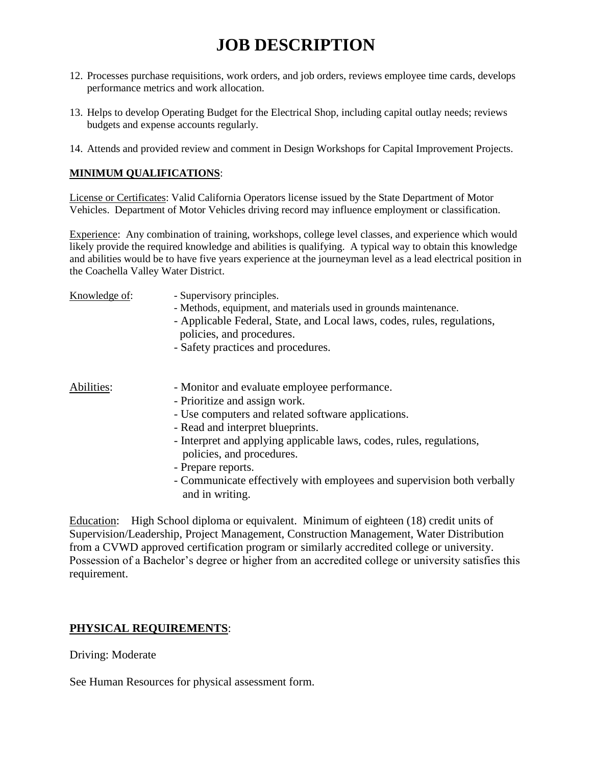# JOB DESCRIPTION

12. Processes purchase requisitions, work orders, and job orders, reviews employee time cards, develops performance metrics and work allocation.

13. Helps to develop Operating Budget for the Electrical Shop, including capital outlay needs; reviews budgets and expense accounts regularly.

14. Attends and provided review and comment in Design Workshops for Capital Improvement Projects.

**MINIMUM QUALIFICATIONS**:

License or Certificates: Valid California Operators license issued by the State Department of Motor Vehicles. Department of Motor Vehicles driving record may influence employment or classification.

Experience: Any combination of training, workshops, college level classes, and experience which would likely provide the required knowledge and abilities is qualifying. A typical way to obtain this knowledge and abilities would be to have five years experience at the journeyman level as a lead electrical position in the Coachella Valley Water District.

Knowledge of:
- Supervisory principles.
- Methods, equipment, and materials used in grounds maintenance.
- Applicable Federal, State, and Local laws, codes, rules, regulations, policies, and procedures.
- Safety practices and procedures.

Abilities:
- Monitor and evaluate employee performance.
- Prioritize and assign work.
- Use computers and related software applications.
- Read and interpret blueprints.
- Interpret and applying applicable laws, codes, rules, regulations, policies, and procedures.
- Prepare reports.
- Communicate effectively with employees and supervision both verbally and in writing.

Education: High School diploma or equivalent. Minimum of eighteen (18) credit units of Supervision/Leadership, Project Management, Construction Management, Water Distribution from a CVWD approved certification program or similarly accredited college or university. Possession of a Bachelor's degree or higher from an accredited college or university satisfies this requirement.

**PHYSICAL REQUIREMENTS**:

Driving: Moderate

See Human Resources for physical assessment form.